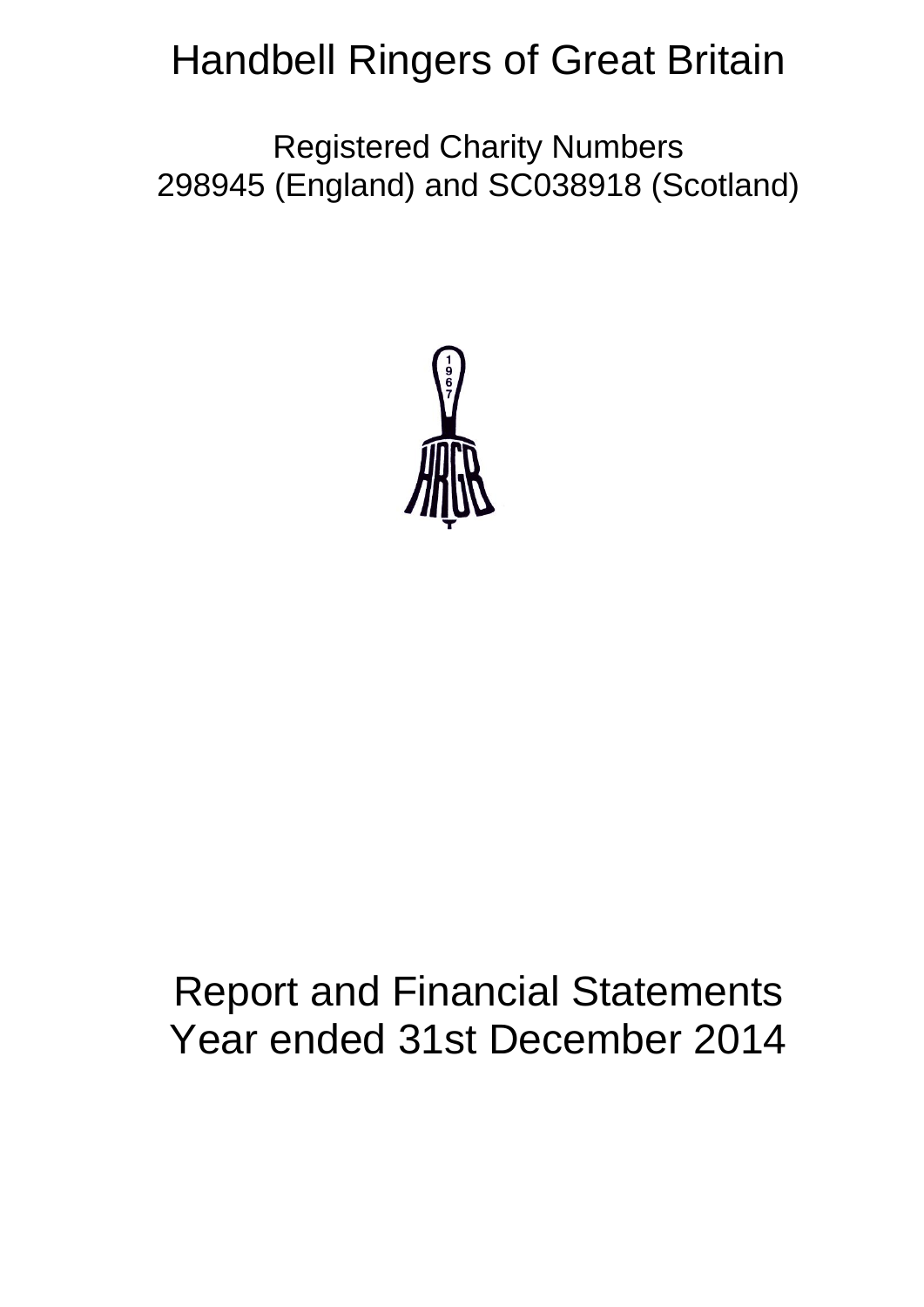# Handbell Ringers of Great Britain

Registered Charity Numbers
298945 (England) and SC038918 (Scotland)

# Report and Financial Statements
# Year ended 31st December 2014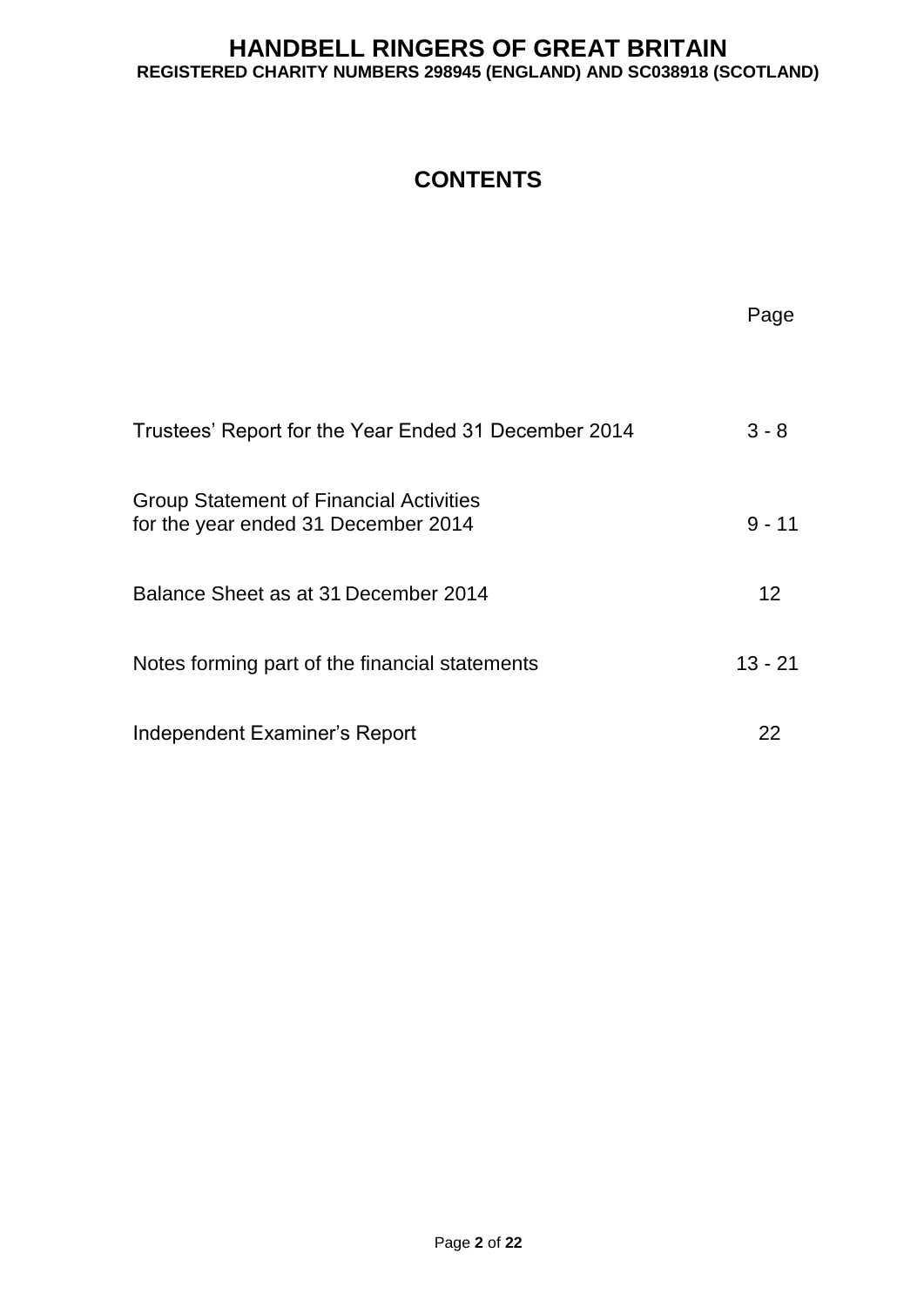# HANDBELL RINGERS OF GREAT BRITAIN

**REGISTERED CHARITY NUMBERS 298945 (ENGLAND) AND SC038918 (SCOTLAND)**

## CONTENTS

| | Page |
|---|---|
| Trustees' Report for the Year Ended 31 December 2014 | 3 - 8 |
| Group Statement of Financial Activities for the year ended 31 December 2014 | 9 - 11 |
| Balance Sheet as at 31 December 2014 | 12 |
| Notes forming part of the financial statements | 13 - 21 |
| Independent Examiner's Report | 22 |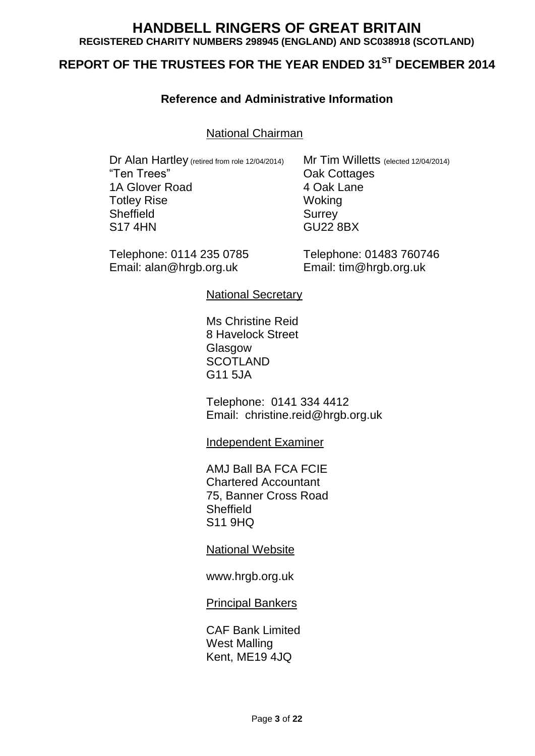# HANDBELL RINGERS OF GREAT BRITAIN

**REGISTERED CHARITY NUMBERS 298945 (ENGLAND) AND SC038918 (SCOTLAND)**

## REPORT OF THE TRUSTEES FOR THE YEAR ENDED 31ST DECEMBER 2014

### Reference and Administrative Information

National Chairman

Dr Alan Hartley (retired from role 12/04/2014)
"Ten Trees"
1A Glover Road
Totley Rise
Sheffield
S17 4HN

Telephone: 0114 235 0785
Email: alan@hrgb.org.uk

Mr Tim Willetts (elected 12/04/2014)
Oak Cottages
4 Oak Lane
Woking
Surrey
GU22 8BX

Telephone: 01483 760746
Email: tim@hrgb.org.uk

National Secretary

Ms Christine Reid
8 Havelock Street
Glasgow
SCOTLAND
G11 5JA

Telephone: 0141 334 4412
Email: christine.reid@hrgb.org.uk

Independent Examiner

AMJ Ball BA FCA FCIE
Chartered Accountant
75, Banner Cross Road
Sheffield
S11 9HQ

National Website

www.hrgb.org.uk

Principal Bankers

CAF Bank Limited
West Malling
Kent, ME19 4JQ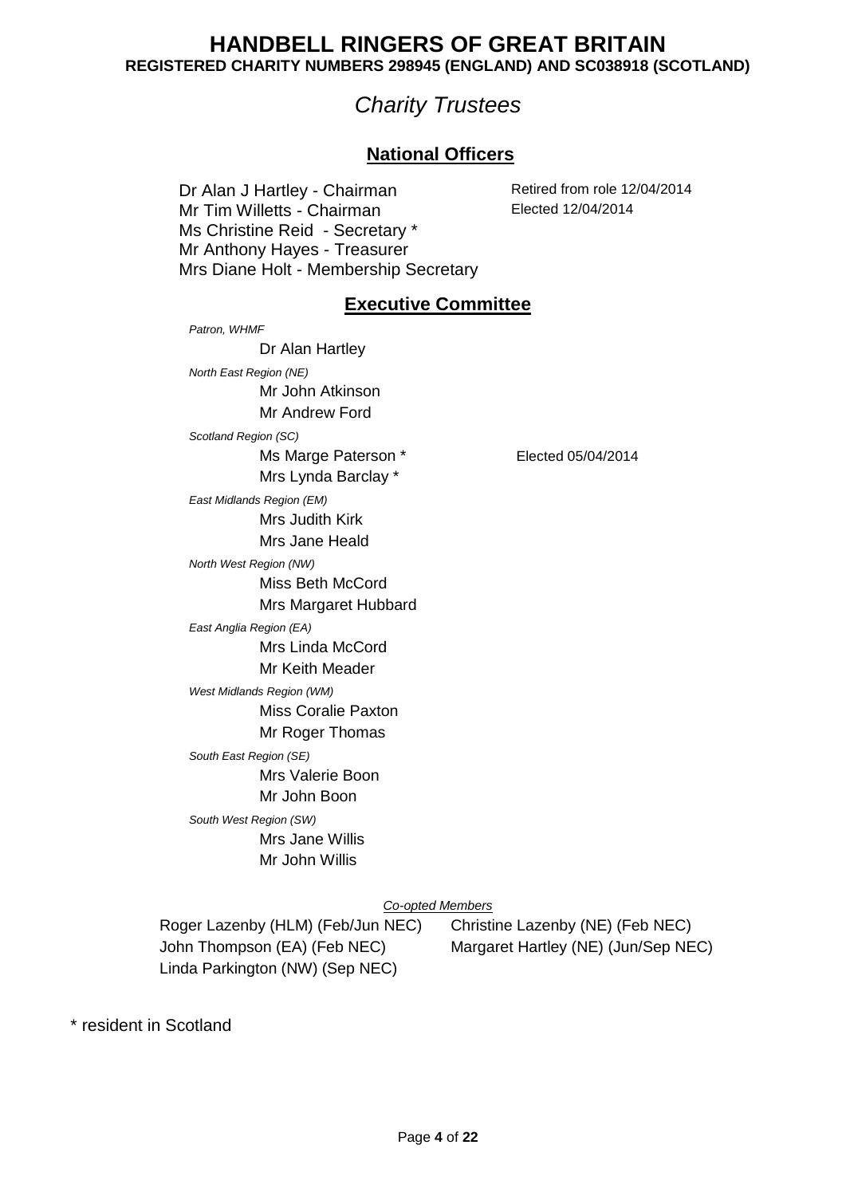# HANDBELL RINGERS OF GREAT BRITAIN

**REGISTERED CHARITY NUMBERS 298945 (ENGLAND) AND SC038918 (SCOTLAND)**

## *Charity Trustees*

### National Officers

| | |
|---|---|
| Dr Alan J Hartley - Chairman | Retired from role 12/04/2014 |
| Mr Tim Willetts - Chairman | Elected 12/04/2014 |
| Ms Christine Reid - Secretary * | |
| Mr Anthony Hayes - Treasurer | |
| Mrs Diane Holt - Membership Secretary | |

### Executive Committee

*Patron, WHMF*

Dr Alan Hartley

*North East Region (NE)*

Mr John Atkinson
Mr Andrew Ford

*Scotland Region (SC)*

Ms Marge Paterson * — Elected 05/04/2014
Mrs Lynda Barclay *

*East Midlands Region (EM)*

Mrs Judith Kirk
Mrs Jane Heald

*North West Region (NW)*

Miss Beth McCord
Mrs Margaret Hubbard

*East Anglia Region (EA)*

Mrs Linda McCord
Mr Keith Meader

*West Midlands Region (WM)*

Miss Coralie Paxton
Mr Roger Thomas

*South East Region (SE)*

Mrs Valerie Boon
Mr John Boon

*South West Region (SW)*

Mrs Jane Willis
Mr John Willis

*Co-opted Members*

Roger Lazenby (HLM) (Feb/Jun NEC)
Christine Lazenby (NE) (Feb NEC)
John Thompson (EA) (Feb NEC)
Margaret Hartley (NE) (Jun/Sep NEC)
Linda Parkington (NW) (Sep NEC)

\* resident in Scotland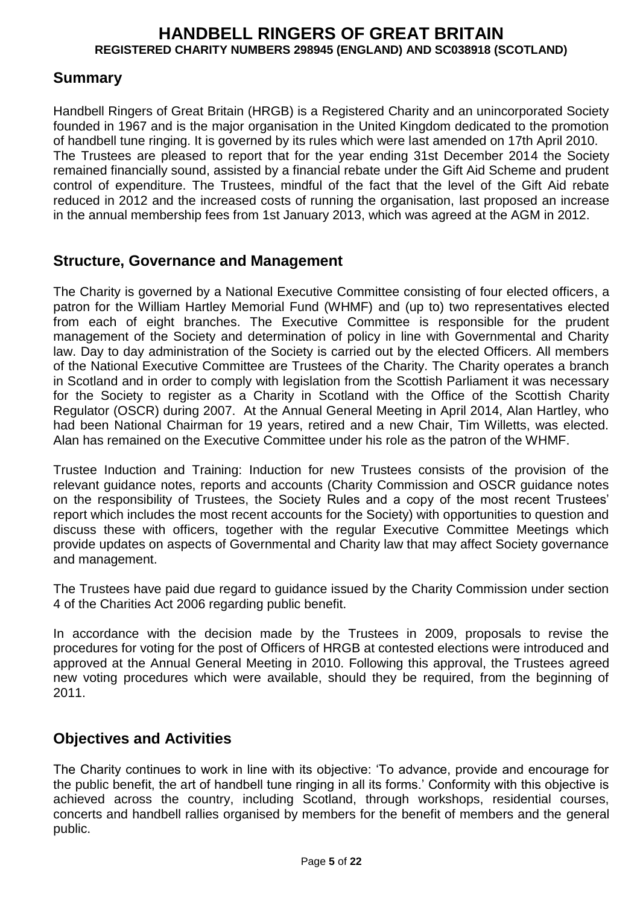## Summary

Handbell Ringers of Great Britain (HRGB) is a Registered Charity and an unincorporated Society founded in 1967 and is the major organisation in the United Kingdom dedicated to the promotion of handbell tune ringing. It is governed by its rules which were last amended on 17th April 2010. The Trustees are pleased to report that for the year ending 31st December 2014 the Society remained financially sound, assisted by a financial rebate under the Gift Aid Scheme and prudent control of expenditure. The Trustees, mindful of the fact that the level of the Gift Aid rebate reduced in 2012 and the increased costs of running the organisation, last proposed an increase in the annual membership fees from 1st January 2013, which was agreed at the AGM in 2012.

## Structure, Governance and Management

The Charity is governed by a National Executive Committee consisting of four elected officers, a patron for the William Hartley Memorial Fund (WHMF) and (up to) two representatives elected from each of eight branches. The Executive Committee is responsible for the prudent management of the Society and determination of policy in line with Governmental and Charity law. Day to day administration of the Society is carried out by the elected Officers. All members of the National Executive Committee are Trustees of the Charity. The Charity operates a branch in Scotland and in order to comply with legislation from the Scottish Parliament it was necessary for the Society to register as a Charity in Scotland with the Office of the Scottish Charity Regulator (OSCR) during 2007. At the Annual General Meeting in April 2014, Alan Hartley, who had been National Chairman for 19 years, retired and a new Chair, Tim Willetts, was elected. Alan has remained on the Executive Committee under his role as the patron of the WHMF.

Trustee Induction and Training: Induction for new Trustees consists of the provision of the relevant guidance notes, reports and accounts (Charity Commission and OSCR guidance notes on the responsibility of Trustees, the Society Rules and a copy of the most recent Trustees' report which includes the most recent accounts for the Society) with opportunities to question and discuss these with officers, together with the regular Executive Committee Meetings which provide updates on aspects of Governmental and Charity law that may affect Society governance and management.

The Trustees have paid due regard to guidance issued by the Charity Commission under section 4 of the Charities Act 2006 regarding public benefit.

In accordance with the decision made by the Trustees in 2009, proposals to revise the procedures for voting for the post of Officers of HRGB at contested elections were introduced and approved at the Annual General Meeting in 2010. Following this approval, the Trustees agreed new voting procedures which were available, should they be required, from the beginning of 2011.

## Objectives and Activities

The Charity continues to work in line with its objective: 'To advance, provide and encourage for the public benefit, the art of handbell tune ringing in all its forms.' Conformity with this objective is achieved across the country, including Scotland, through workshops, residential courses, concerts and handbell rallies organised by members for the benefit of members and the general public.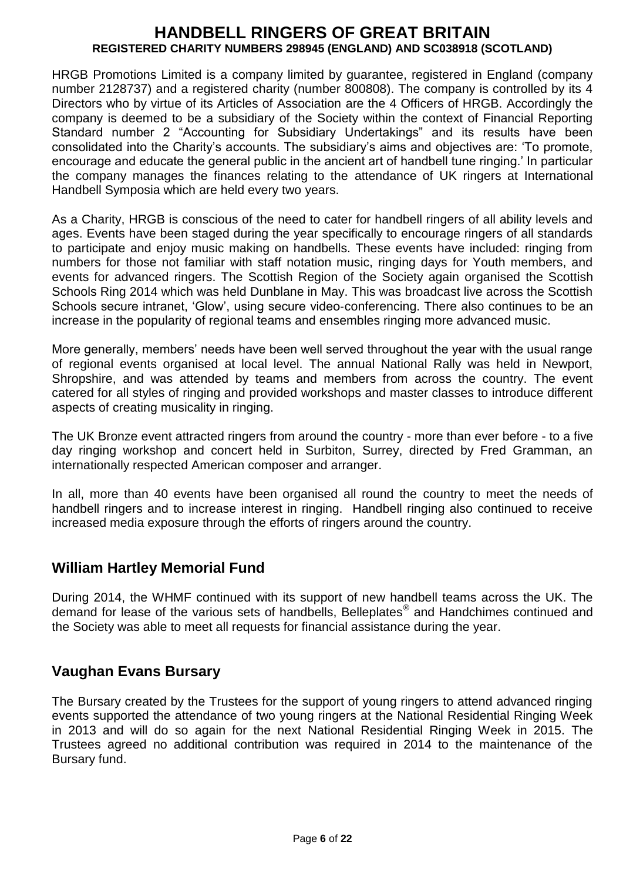HRGB Promotions Limited is a company limited by guarantee, registered in England (company number 2128737) and a registered charity (number 800808). The company is controlled by its 4 Directors who by virtue of its Articles of Association are the 4 Officers of HRGB. Accordingly the company is deemed to be a subsidiary of the Society within the context of Financial Reporting Standard number 2 "Accounting for Subsidiary Undertakings" and its results have been consolidated into the Charity's accounts. The subsidiary's aims and objectives are: 'To promote, encourage and educate the general public in the ancient art of handbell tune ringing.' In particular the company manages the finances relating to the attendance of UK ringers at International Handbell Symposia which are held every two years.

As a Charity, HRGB is conscious of the need to cater for handbell ringers of all ability levels and ages. Events have been staged during the year specifically to encourage ringers of all standards to participate and enjoy music making on handbells. These events have included: ringing from numbers for those not familiar with staff notation music, ringing days for Youth members, and events for advanced ringers. The Scottish Region of the Society again organised the Scottish Schools Ring 2014 which was held Dunblane in May. This was broadcast live across the Scottish Schools secure intranet, 'Glow', using secure video-conferencing. There also continues to be an increase in the popularity of regional teams and ensembles ringing more advanced music.

More generally, members' needs have been well served throughout the year with the usual range of regional events organised at local level. The annual National Rally was held in Newport, Shropshire, and was attended by teams and members from across the country. The event catered for all styles of ringing and provided workshops and master classes to introduce different aspects of creating musicality in ringing.

The UK Bronze event attracted ringers from around the country - more than ever before - to a five day ringing workshop and concert held in Surbiton, Surrey, directed by Fred Gramman, an internationally respected American composer and arranger.

In all, more than 40 events have been organised all round the country to meet the needs of handbell ringers and to increase interest in ringing. Handbell ringing also continued to receive increased media exposure through the efforts of ringers around the country.

## William Hartley Memorial Fund

During 2014, the WHMF continued with its support of new handbell teams across the UK. The demand for lease of the various sets of handbells, Belleplates® and Handchimes continued and the Society was able to meet all requests for financial assistance during the year.

## Vaughan Evans Bursary

The Bursary created by the Trustees for the support of young ringers to attend advanced ringing events supported the attendance of two young ringers at the National Residential Ringing Week in 2013 and will do so again for the next National Residential Ringing Week in 2015. The Trustees agreed no additional contribution was required in 2014 to the maintenance of the Bursary fund.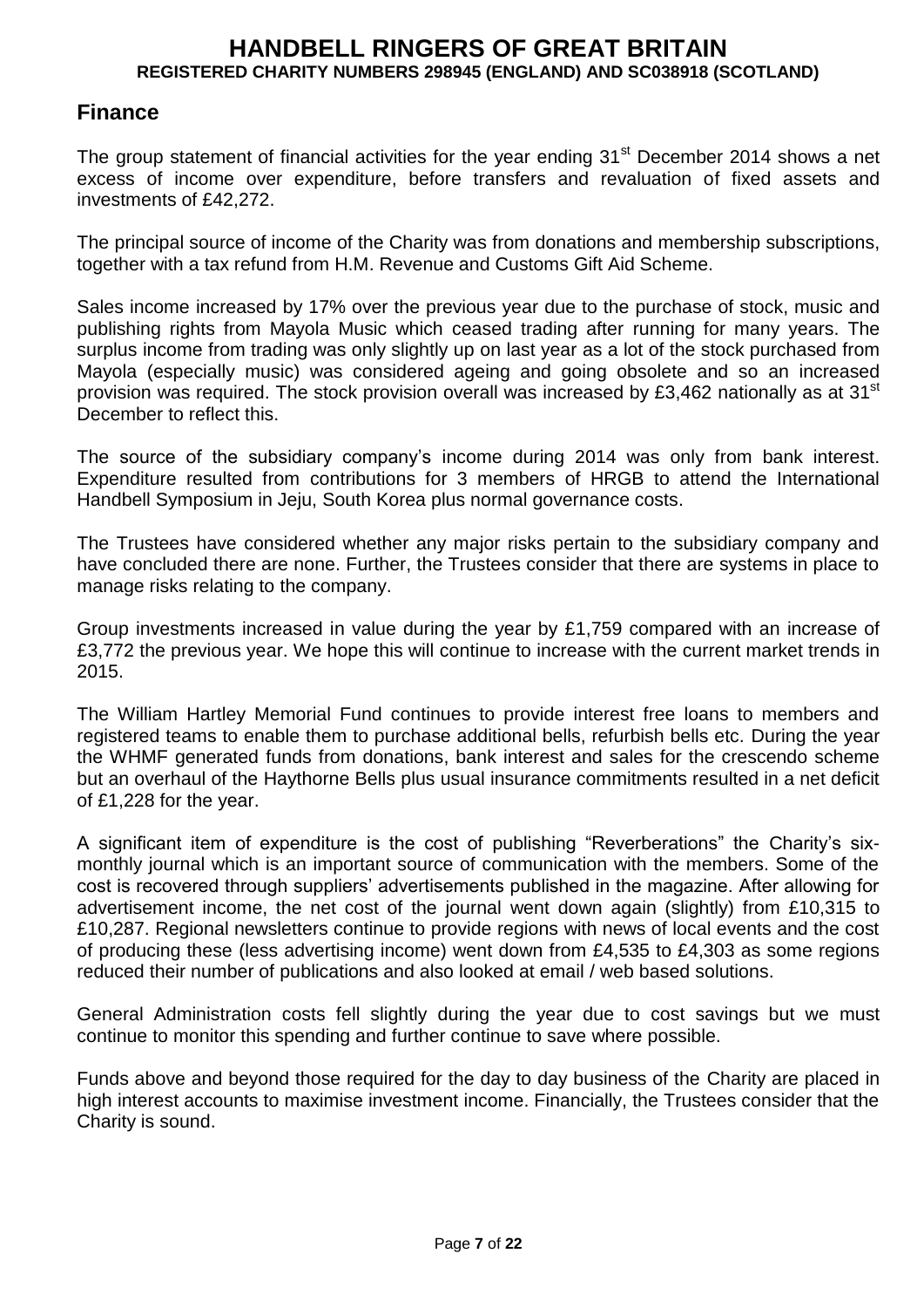## Finance

The group statement of financial activities for the year ending 31st December 2014 shows a net excess of income over expenditure, before transfers and revaluation of fixed assets and investments of £42,272.

The principal source of income of the Charity was from donations and membership subscriptions, together with a tax refund from H.M. Revenue and Customs Gift Aid Scheme.

Sales income increased by 17% over the previous year due to the purchase of stock, music and publishing rights from Mayola Music which ceased trading after running for many years. The surplus income from trading was only slightly up on last year as a lot of the stock purchased from Mayola (especially music) was considered ageing and going obsolete and so an increased provision was required. The stock provision overall was increased by £3,462 nationally as at 31st December to reflect this.

The source of the subsidiary company's income during 2014 was only from bank interest. Expenditure resulted from contributions for 3 members of HRGB to attend the International Handbell Symposium in Jeju, South Korea plus normal governance costs.

The Trustees have considered whether any major risks pertain to the subsidiary company and have concluded there are none. Further, the Trustees consider that there are systems in place to manage risks relating to the company.

Group investments increased in value during the year by £1,759 compared with an increase of £3,772 the previous year. We hope this will continue to increase with the current market trends in 2015.

The William Hartley Memorial Fund continues to provide interest free loans to members and registered teams to enable them to purchase additional bells, refurbish bells etc. During the year the WHMF generated funds from donations, bank interest and sales for the crescendo scheme but an overhaul of the Haythorne Bells plus usual insurance commitments resulted in a net deficit of £1,228 for the year.

A significant item of expenditure is the cost of publishing "Reverberations" the Charity's six-monthly journal which is an important source of communication with the members. Some of the cost is recovered through suppliers' advertisements published in the magazine. After allowing for advertisement income, the net cost of the journal went down again (slightly) from £10,315 to £10,287. Regional newsletters continue to provide regions with news of local events and the cost of producing these (less advertising income) went down from £4,535 to £4,303 as some regions reduced their number of publications and also looked at email / web based solutions.

General Administration costs fell slightly during the year due to cost savings but we must continue to monitor this spending and further continue to save where possible.

Funds above and beyond those required for the day to day business of the Charity are placed in high interest accounts to maximise investment income. Financially, the Trustees consider that the Charity is sound.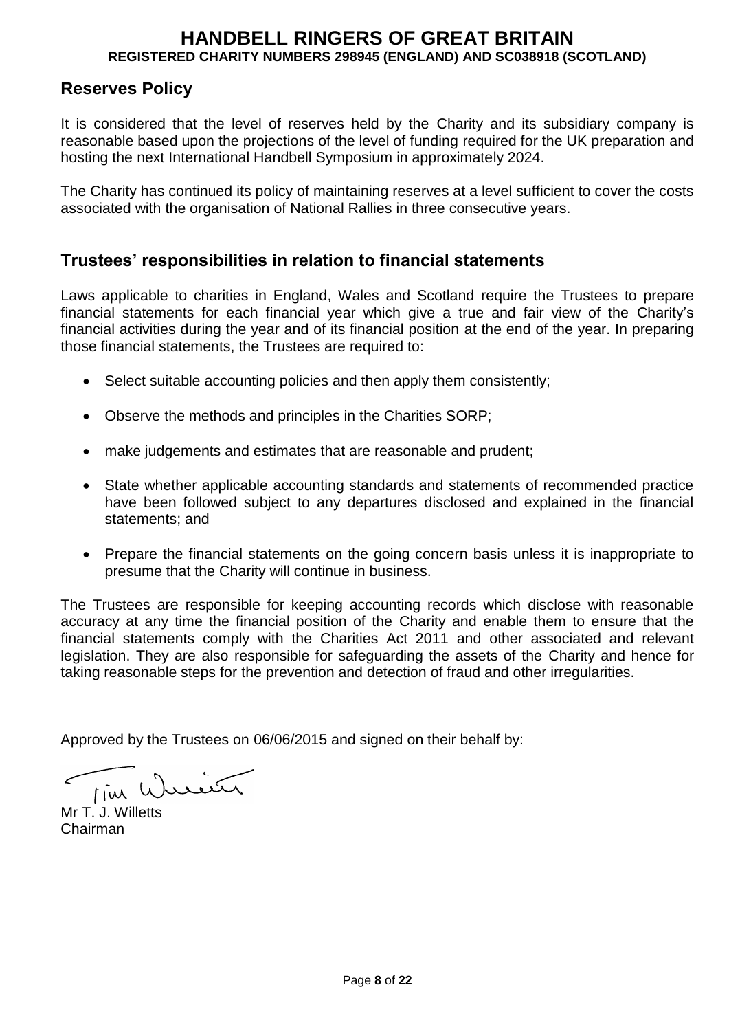# HANDBELL RINGERS OF GREAT BRITAIN

**REGISTERED CHARITY NUMBERS 298945 (ENGLAND) AND SC038918 (SCOTLAND)**

## Reserves Policy

It is considered that the level of reserves held by the Charity and its subsidiary company is reasonable based upon the projections of the level of funding required for the UK preparation and hosting the next International Handbell Symposium in approximately 2024.

The Charity has continued its policy of maintaining reserves at a level sufficient to cover the costs associated with the organisation of National Rallies in three consecutive years.

## Trustees' responsibilities in relation to financial statements

Laws applicable to charities in England, Wales and Scotland require the Trustees to prepare financial statements for each financial year which give a true and fair view of the Charity's financial activities during the year and of its financial position at the end of the year. In preparing those financial statements, the Trustees are required to:

- Select suitable accounting policies and then apply them consistently;
- Observe the methods and principles in the Charities SORP;
- make judgements and estimates that are reasonable and prudent;
- State whether applicable accounting standards and statements of recommended practice have been followed subject to any departures disclosed and explained in the financial statements; and
- Prepare the financial statements on the going concern basis unless it is inappropriate to presume that the Charity will continue in business.

The Trustees are responsible for keeping accounting records which disclose with reasonable accuracy at any time the financial position of the Charity and enable them to ensure that the financial statements comply with the Charities Act 2011 and other associated and relevant legislation. They are also responsible for safeguarding the assets of the Charity and hence for taking reasonable steps for the prevention and detection of fraud and other irregularities.

Approved by the Trustees on 06/06/2015 and signed on their behalf by:

Mr T. J. Willetts
Chairman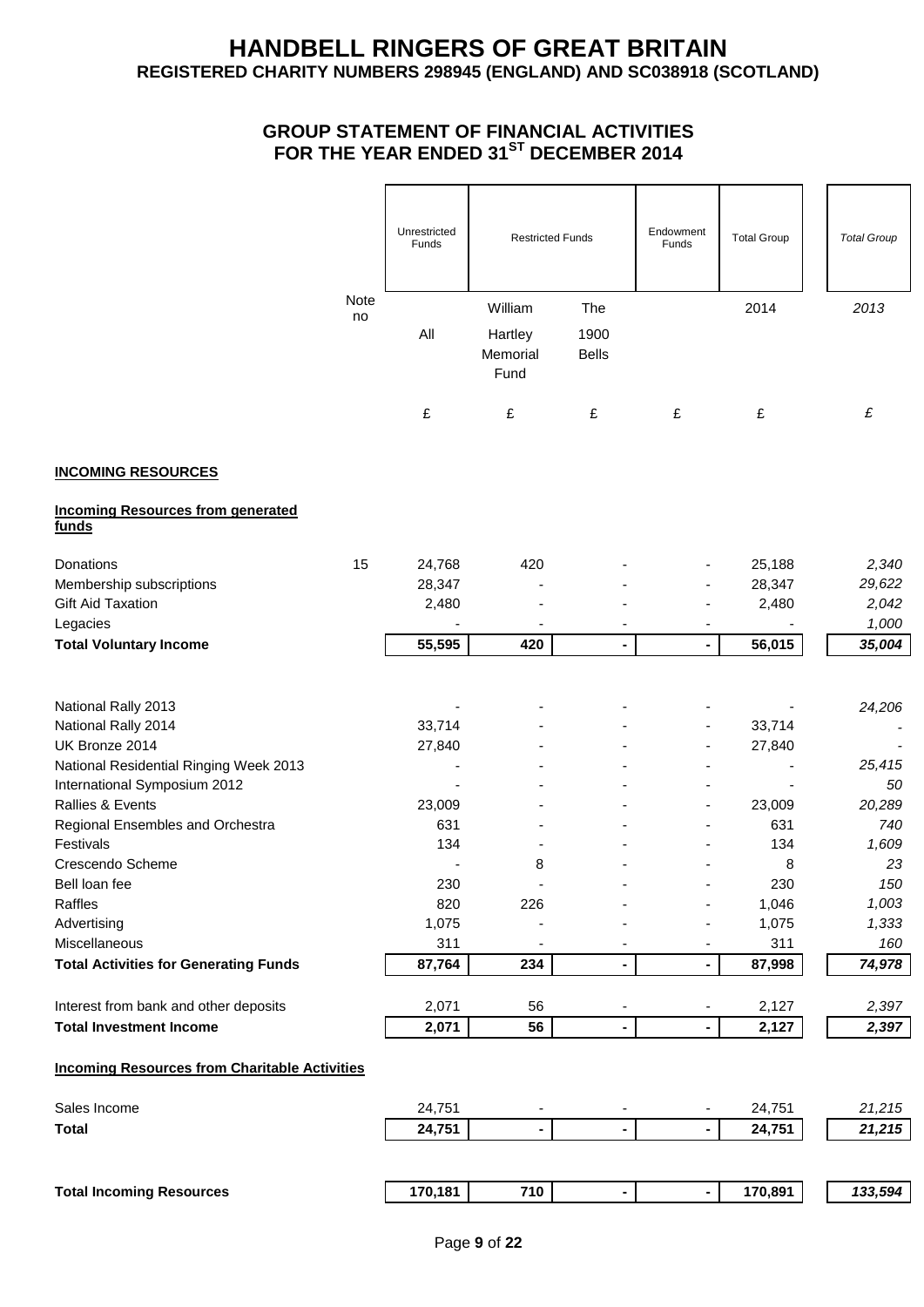# HANDBELL RINGERS OF GREAT BRITAIN

**REGISTERED CHARITY NUMBERS 298945 (ENGLAND) AND SC038918 (SCOTLAND)**

## GROUP STATEMENT OF FINANCIAL ACTIVITIES FOR THE YEAR ENDED 31ST DECEMBER 2014

| | Note no | Unrestricted Funds | Restricted Funds | | Endowment Funds | Total Group | *Total Group* |
|---|---|---|---|---|---|---|---|
| | | All | William Hartley Memorial Fund | The 1900 Bells | | 2014 | *2013* |
| | | £ | £ | £ | £ | £ | *£* |
| **INCOMING RESOURCES** | | | | | | | |
| **Incoming Resources from generated funds** | | | | | | | |
| Donations | 15 | 24,768 | 420 | - | - | 25,188 | *2,340* |
| Membership subscriptions | | 28,347 | - | - | - | 28,347 | *29,622* |
| Gift Aid Taxation | | 2,480 | - | - | - | 2,480 | *2,042* |
| Legacies | | - | - | - | - | - | *1,000* |
| **Total Voluntary Income** | | **55,595** | **420** | **-** | **-** | **56,015** | ***35,004*** |
| National Rally 2013 | | - | - | - | - | - | *24,206* |
| National Rally 2014 | | 33,714 | - | - | - | 33,714 | *-* |
| UK Bronze 2014 | | 27,840 | - | - | - | 27,840 | *-* |
| National Residential Ringing Week 2013 | | - | - | - | - | - | *25,415* |
| International Symposium 2012 | | - | - | - | - | - | *50* |
| Rallies & Events | | 23,009 | - | - | - | 23,009 | *20,289* |
| Regional Ensembles and Orchestra | | 631 | - | - | - | 631 | *740* |
| Festivals | | 134 | - | - | - | 134 | *1,609* |
| Crescendo Scheme | | - | 8 | - | - | 8 | *23* |
| Bell loan fee | | 230 | - | - | - | 230 | *150* |
| Raffles | | 820 | 226 | - | - | 1,046 | *1,003* |
| Advertising | | 1,075 | - | - | - | 1,075 | *1,333* |
| Miscellaneous | | 311 | - | - | - | 311 | *160* |
| **Total Activities for Generating Funds** | | **87,764** | **234** | **-** | **-** | **87,998** | ***74,978*** |
| Interest from bank and other deposits | | 2,071 | 56 | - | - | 2,127 | *2,397* |
| **Total Investment Income** | | **2,071** | **56** | **-** | **-** | **2,127** | ***2,397*** |
| **Incoming Resources from Charitable Activities** | | | | | | | |
| Sales Income | | 24,751 | - | - | - | 24,751 | *21,215* |
| **Total** | | **24,751** | **-** | **-** | **-** | **24,751** | ***21,215*** |
| **Total Incoming Resources** | | **170,181** | **710** | **-** | **-** | **170,891** | ***133,594*** |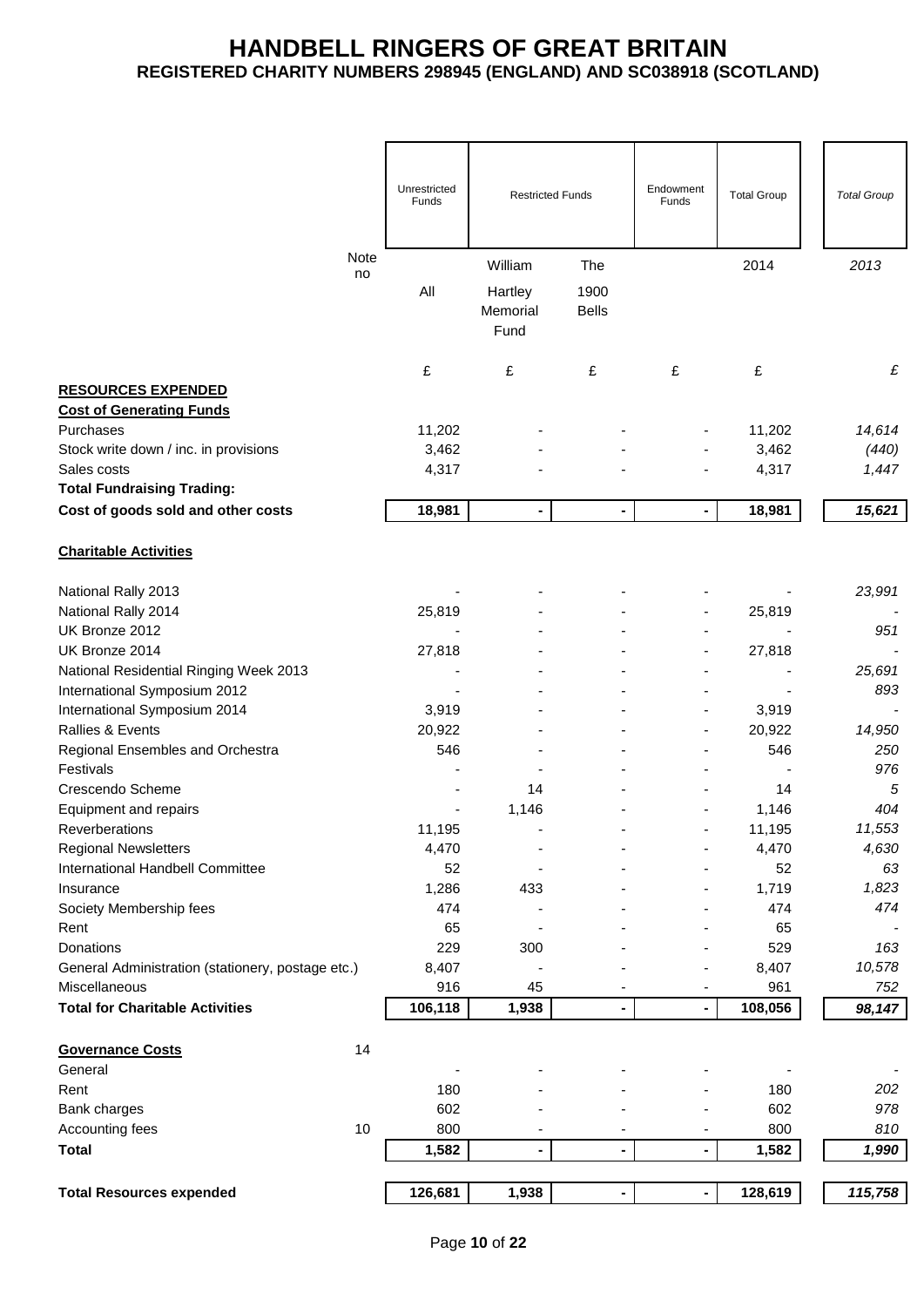# HANDBELL RINGERS OF GREAT BRITAIN
**REGISTERED CHARITY NUMBERS 298945 (ENGLAND) AND SC038918 (SCOTLAND)**

| | Note no | Unrestricted Funds | Restricted Funds | | Endowment Funds | Total Group | *Total Group* |
|---|---|---|---|---|---|---|---|
| | | All | William Hartley Memorial Fund | The 1900 Bells | | 2014 | *2013* |
| | | £ | £ | £ | £ | £ | *£* |
| **RESOURCES EXPENDED** | | | | | | | |
| **Cost of Generating Funds** | | | | | | | |
| Purchases | | 11,202 | - | - | - | 11,202 | *14,614* |
| Stock write down / inc. in provisions | | 3,462 | - | - | - | 3,462 | *(440)* |
| Sales costs | | 4,317 | - | - | - | 4,317 | *1,447* |
| **Total Fundraising Trading:** | | | | | | | |
| **Cost of goods sold and other costs** | | **18,981** | **-** | **-** | **-** | **18,981** | ***15,621*** |
| **Charitable Activities** | | | | | | | |
| National Rally 2013 | | - | - | - | - | - | *23,991* |
| National Rally 2014 | | 25,819 | - | - | - | 25,819 | *-* |
| UK Bronze 2012 | | - | - | - | - | - | *951* |
| UK Bronze 2014 | | 27,818 | - | - | - | 27,818 | *-* |
| National Residential Ringing Week 2013 | | - | - | - | - | - | *25,691* |
| International Symposium 2012 | | - | - | - | - | - | *893* |
| International Symposium 2014 | | 3,919 | - | - | - | 3,919 | *-* |
| Rallies & Events | | 20,922 | - | - | - | 20,922 | *14,950* |
| Regional Ensembles and Orchestra | | 546 | - | - | - | 546 | *250* |
| Festivals | | - | - | - | - | - | *976* |
| Crescendo Scheme | | - | 14 | - | - | 14 | *5* |
| Equipment and repairs | | - | 1,146 | - | - | 1,146 | *404* |
| Reverberations | | 11,195 | - | - | - | 11,195 | *11,553* |
| Regional Newsletters | | 4,470 | - | - | - | 4,470 | *4,630* |
| International Handbell Committee | | 52 | - | - | - | 52 | *63* |
| Insurance | | 1,286 | 433 | - | - | 1,719 | *1,823* |
| Society Membership fees | | 474 | - | - | - | 474 | *474* |
| Rent | | 65 | - | - | - | 65 | *-* |
| Donations | | 229 | 300 | - | - | 529 | *163* |
| General Administration (stationery, postage etc.) | | 8,407 | - | - | - | 8,407 | *10,578* |
| Miscellaneous | | 916 | 45 | - | - | 961 | *752* |
| **Total for Charitable Activities** | | **106,118** | **1,938** | **-** | **-** | **108,056** | ***98,147*** |
| **Governance Costs** | 14 | | | | | | |
| General | | - | - | - | - | - | *-* |
| Rent | | 180 | - | - | - | 180 | *202* |
| Bank charges | | 602 | - | - | - | 602 | *978* |
| Accounting fees | 10 | 800 | - | - | - | 800 | *810* |
| **Total** | | **1,582** | **-** | **-** | **-** | **1,582** | ***1,990*** |
| **Total Resources expended** | | **126,681** | **1,938** | **-** | **-** | **128,619** | ***115,758*** |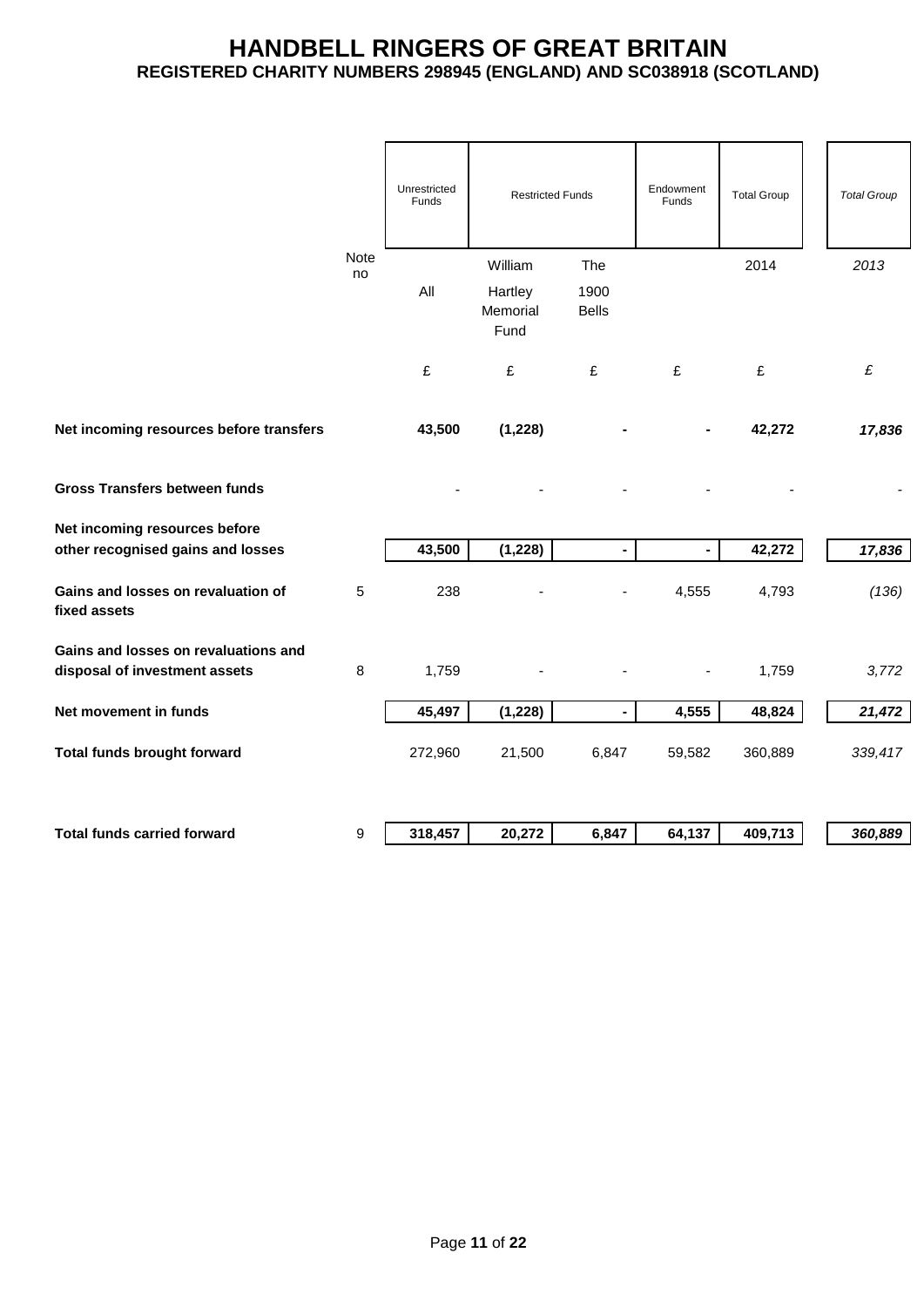# HANDBELL RINGERS OF GREAT BRITAIN
**REGISTERED CHARITY NUMBERS 298945 (ENGLAND) AND SC038918 (SCOTLAND)**

| | Note no | Unrestricted Funds | Restricted Funds | | Endowment Funds | Total Group | *Total Group* |
|---|---|---|---|---|---|---|---|
| | | | William | The | | 2014 | *2013* |
| | | All | Hartley Memorial Fund | 1900 Bells | | | |
| | | £ | £ | £ | £ | £ | *£* |
| **Net incoming resources before transfers** | | **43,500** | **(1,228)** | **-** | **-** | **42,272** | ***17,836*** |
| **Gross Transfers between funds** | | - | - | - | - | - | - |
| **Net incoming resources before other recognised gains and losses** | | **43,500** | **(1,228)** | **-** | **-** | **42,272** | ***17,836*** |
| **Gains and losses on revaluation of fixed assets** | 5 | 238 | - | - | 4,555 | 4,793 | *(136)* |
| **Gains and losses on revaluations and disposal of investment assets** | 8 | 1,759 | - | - | - | 1,759 | *3,772* |
| **Net movement in funds** | | **45,497** | **(1,228)** | **-** | **4,555** | **48,824** | ***21,472*** |
| **Total funds brought forward** | | 272,960 | 21,500 | 6,847 | 59,582 | 360,889 | *339,417* |
| **Total funds carried forward** | 9 | **318,457** | **20,272** | **6,847** | **64,137** | **409,713** | ***360,889*** |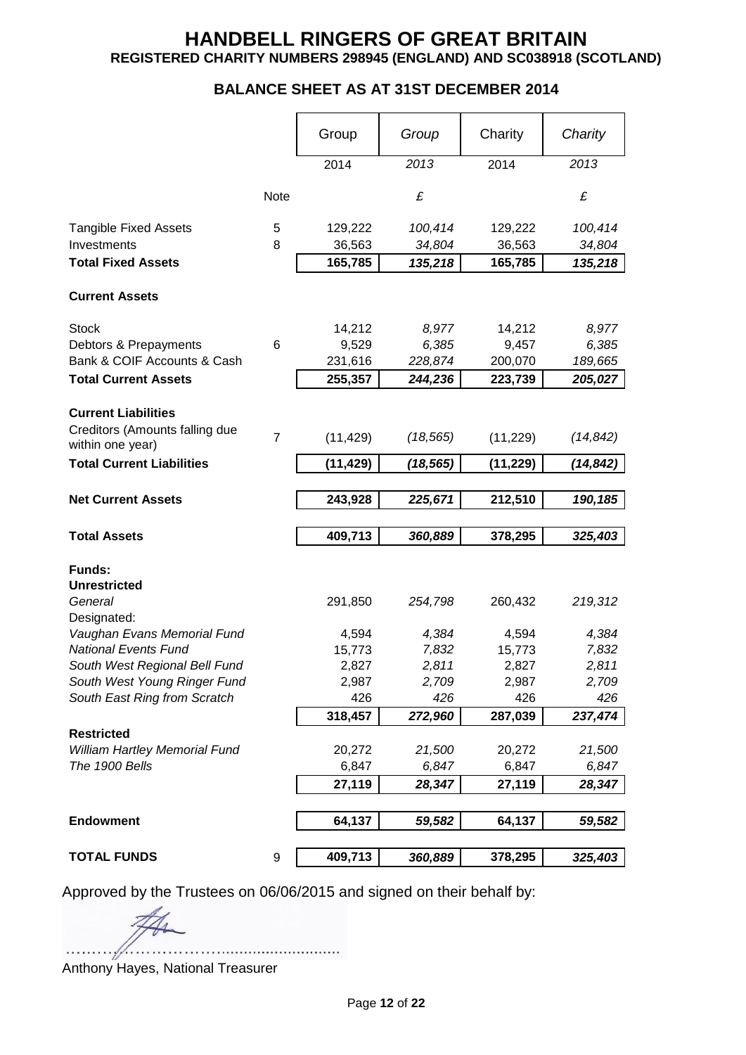# HANDBELL RINGERS OF GREAT BRITAIN

**REGISTERED CHARITY NUMBERS 298945 (ENGLAND) AND SC038918 (SCOTLAND)**

## BALANCE SHEET AS AT 31ST DECEMBER 2014

| | Note | Group 2014 | *Group 2013* £ | Charity 2014 | *Charity 2013* £ |
|---|---|---|---|---|---|
| Tangible Fixed Assets | 5 | 129,222 | *100,414* | 129,222 | *100,414* |
| Investments | 8 | 36,563 | *34,804* | 36,563 | *34,804* |
| **Total Fixed Assets** | | **165,785** | ***135,218*** | **165,785** | ***135,218*** |
| **Current Assets** | | | | | |
| Stock | | 14,212 | *8,977* | 14,212 | *8,977* |
| Debtors & Prepayments | 6 | 9,529 | *6,385* | 9,457 | *6,385* |
| Bank & COIF Accounts & Cash | | 231,616 | *228,874* | 200,070 | *189,665* |
| **Total Current Assets** | | **255,357** | ***244,236*** | **223,739** | ***205,027*** |
| **Current Liabilities** | | | | | |
| Creditors (Amounts falling due within one year) | 7 | (11,429) | *(18,565)* | (11,229) | *(14,842)* |
| **Total Current Liabilities** | | **(11,429)** | ***(18,565)*** | **(11,229)** | ***(14,842)*** |
| **Net Current Assets** | | **243,928** | ***225,671*** | **212,510** | ***190,185*** |
| **Total Assets** | | **409,713** | ***360,889*** | **378,295** | ***325,403*** |
| **Funds:** | | | | | |
| **Unrestricted** | | | | | |
| *General* | | 291,850 | *254,798* | 260,432 | *219,312* |
| Designated: | | | | | |
| *Vaughan Evans Memorial Fund* | | 4,594 | *4,384* | 4,594 | *4,384* |
| *National Events Fund* | | 15,773 | *7,832* | 15,773 | *7,832* |
| *South West Regional Bell Fund* | | 2,827 | *2,811* | 2,827 | *2,811* |
| *South West Young Ringer Fund* | | 2,987 | *2,709* | 2,987 | *2,709* |
| *South East Ring from Scratch* | | 426 | *426* | 426 | *426* |
| | | **318,457** | ***272,960*** | **287,039** | ***237,474*** |
| **Restricted** | | | | | |
| *William Hartley Memorial Fund* | | 20,272 | *21,500* | 20,272 | *21,500* |
| *The 1900 Bells* | | 6,847 | *6,847* | 6,847 | *6,847* |
| | | **27,119** | ***28,347*** | **27,119** | ***28,347*** |
| **Endowment** | | **64,137** | ***59,582*** | **64,137** | ***59,582*** |
| **TOTAL FUNDS** | 9 | **409,713** | ***360,889*** | **378,295** | ***325,403*** |

Approved by the Trustees on 06/06/2015 and signed on their behalf by:

..........................................................

Anthony Hayes, National Treasurer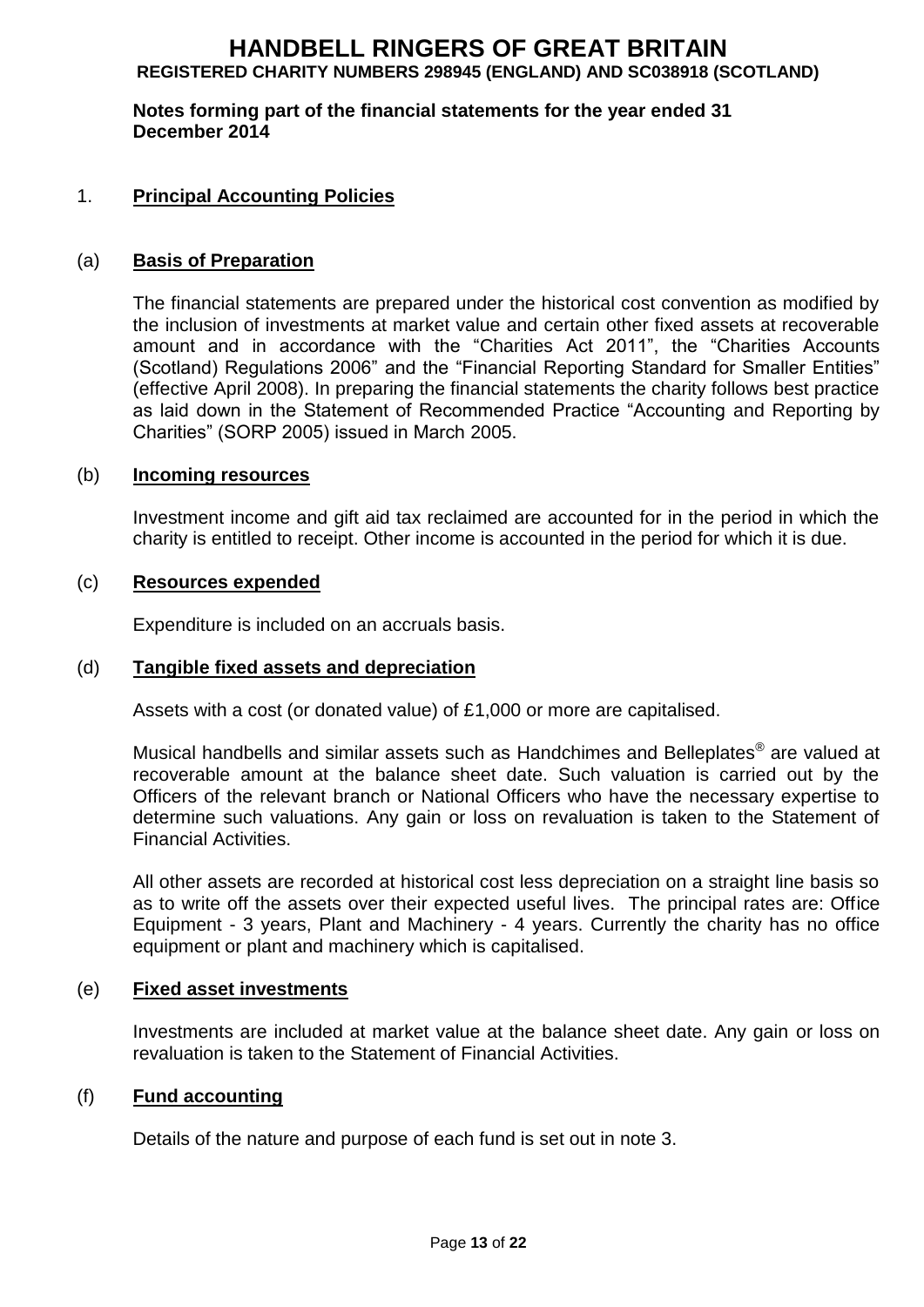# HANDBELL RINGERS OF GREAT BRITAIN

**REGISTERED CHARITY NUMBERS 298945 (ENGLAND) AND SC038918 (SCOTLAND)**

**Notes forming part of the financial statements for the year ended 31 December 2014**

## 1. Principal Accounting Policies

### (a) Basis of Preparation

The financial statements are prepared under the historical cost convention as modified by the inclusion of investments at market value and certain other fixed assets at recoverable amount and in accordance with the "Charities Act 2011", the "Charities Accounts (Scotland) Regulations 2006" and the "Financial Reporting Standard for Smaller Entities" (effective April 2008). In preparing the financial statements the charity follows best practice as laid down in the Statement of Recommended Practice "Accounting and Reporting by Charities" (SORP 2005) issued in March 2005.

### (b) Incoming resources

Investment income and gift aid tax reclaimed are accounted for in the period in which the charity is entitled to receipt. Other income is accounted in the period for which it is due.

### (c) Resources expended

Expenditure is included on an accruals basis.

### (d) Tangible fixed assets and depreciation

Assets with a cost (or donated value) of £1,000 or more are capitalised.

Musical handbells and similar assets such as Handchimes and Belleplates® are valued at recoverable amount at the balance sheet date. Such valuation is carried out by the Officers of the relevant branch or National Officers who have the necessary expertise to determine such valuations. Any gain or loss on revaluation is taken to the Statement of Financial Activities.

All other assets are recorded at historical cost less depreciation on a straight line basis so as to write off the assets over their expected useful lives. The principal rates are: Office Equipment - 3 years, Plant and Machinery - 4 years. Currently the charity has no office equipment or plant and machinery which is capitalised.

### (e) Fixed asset investments

Investments are included at market value at the balance sheet date. Any gain or loss on revaluation is taken to the Statement of Financial Activities.

### (f) Fund accounting

Details of the nature and purpose of each fund is set out in note 3.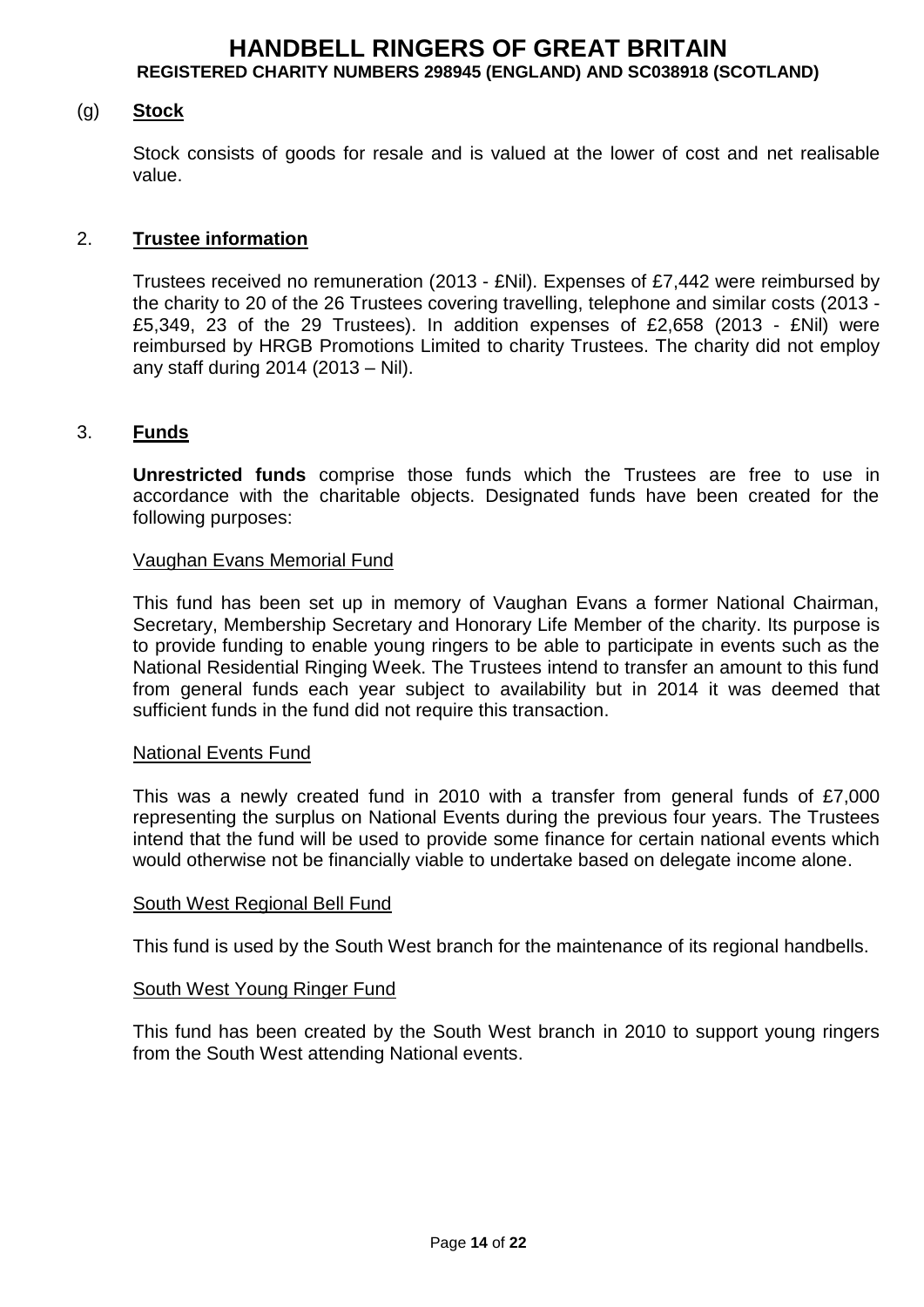(g) **Stock**

Stock consists of goods for resale and is valued at the lower of cost and net realisable value.

2. **Trustee information**

Trustees received no remuneration (2013 - £Nil). Expenses of £7,442 were reimbursed by the charity to 20 of the 26 Trustees covering travelling, telephone and similar costs (2013 - £5,349, 23 of the 29 Trustees). In addition expenses of £2,658 (2013 - £Nil) were reimbursed by HRGB Promotions Limited to charity Trustees. The charity did not employ any staff during 2014 (2013 – Nil).

3. **Funds**

**Unrestricted funds** comprise those funds which the Trustees are free to use in accordance with the charitable objects. Designated funds have been created for the following purposes:

Vaughan Evans Memorial Fund

This fund has been set up in memory of Vaughan Evans a former National Chairman, Secretary, Membership Secretary and Honorary Life Member of the charity. Its purpose is to provide funding to enable young ringers to be able to participate in events such as the National Residential Ringing Week. The Trustees intend to transfer an amount to this fund from general funds each year subject to availability but in 2014 it was deemed that sufficient funds in the fund did not require this transaction.

National Events Fund

This was a newly created fund in 2010 with a transfer from general funds of £7,000 representing the surplus on National Events during the previous four years. The Trustees intend that the fund will be used to provide some finance for certain national events which would otherwise not be financially viable to undertake based on delegate income alone.

South West Regional Bell Fund

This fund is used by the South West branch for the maintenance of its regional handbells.

South West Young Ringer Fund

This fund has been created by the South West branch in 2010 to support young ringers from the South West attending National events.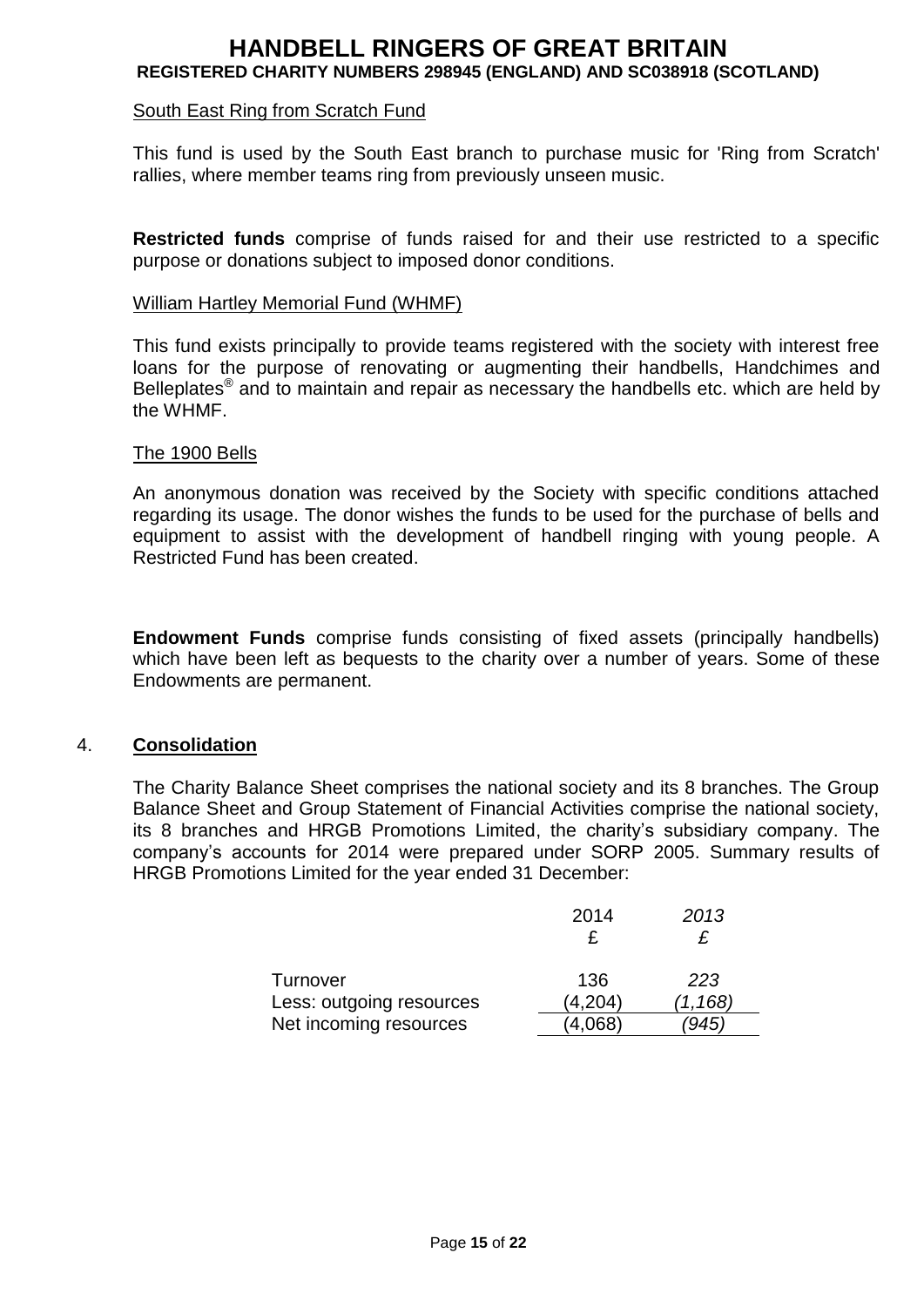South East Ring from Scratch Fund

This fund is used by the South East branch to purchase music for 'Ring from Scratch' rallies, where member teams ring from previously unseen music.

**Restricted funds** comprise of funds raised for and their use restricted to a specific purpose or donations subject to imposed donor conditions.

William Hartley Memorial Fund (WHMF)

This fund exists principally to provide teams registered with the society with interest free loans for the purpose of renovating or augmenting their handbells, Handchimes and Belleplates® and to maintain and repair as necessary the handbells etc. which are held by the WHMF.

The 1900 Bells

An anonymous donation was received by the Society with specific conditions attached regarding its usage. The donor wishes the funds to be used for the purchase of bells and equipment to assist with the development of handbell ringing with young people. A Restricted Fund has been created.

**Endowment Funds** comprise funds consisting of fixed assets (principally handbells) which have been left as bequests to the charity over a number of years. Some of these Endowments are permanent.

## 4. Consolidation

The Charity Balance Sheet comprises the national society and its 8 branches. The Group Balance Sheet and Group Statement of Financial Activities comprise the national society, its 8 branches and HRGB Promotions Limited, the charity's subsidiary company. The company's accounts for 2014 were prepared under SORP 2005. Summary results of HRGB Promotions Limited for the year ended 31 December:

| | 2014<br>£ | *2013*<br>*£* |
|---|---|---|
| Turnover | 136 | *223* |
| Less: outgoing resources | (4,204) | *(1,168)* |
| Net incoming resources | (4,068) | *(945)* |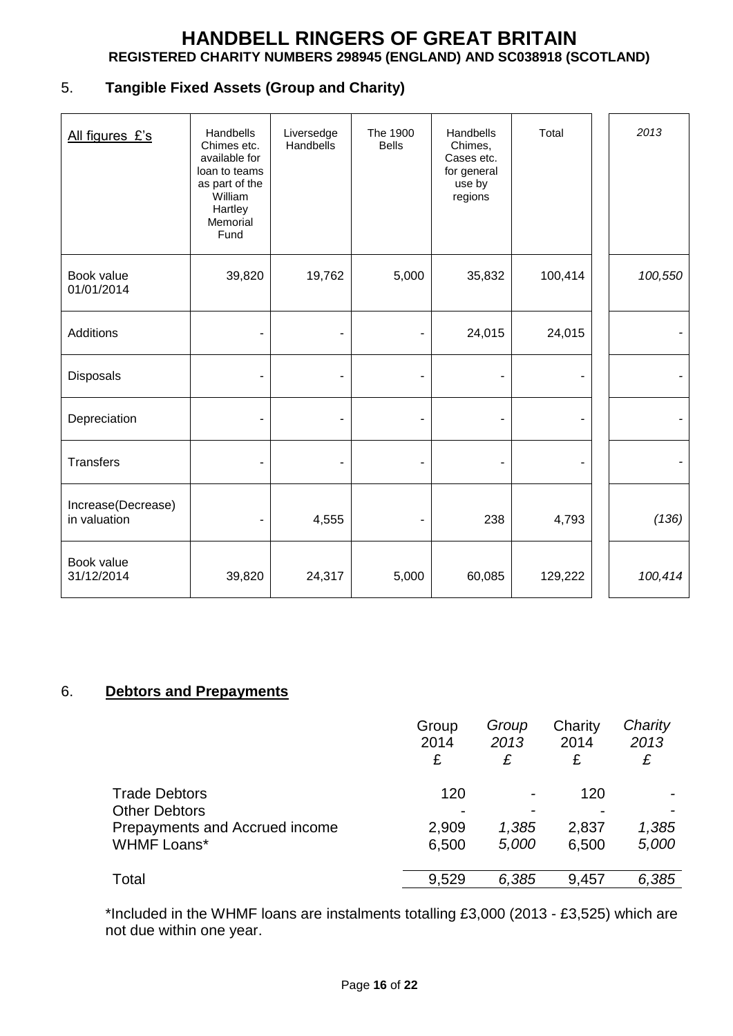# HANDBELL RINGERS OF GREAT BRITAIN

**REGISTERED CHARITY NUMBERS 298945 (ENGLAND) AND SC038918 (SCOTLAND)**

## 5. Tangible Fixed Assets (Group and Charity)

| All figures £'s | Handbells Chimes etc. available for loan to teams as part of the William Hartley Memorial Fund | Liversedge Handbells | The 1900 Bells | Handbells Chimes, Cases etc. for general use by regions | Total | *2013* |
|---|---|---|---|---|---|---|
| Book value 01/01/2014 | 39,820 | 19,762 | 5,000 | 35,832 | 100,414 | *100,550* |
| Additions | - | - | - | 24,015 | 24,015 | - |
| Disposals | - | - | - | - | - | - |
| Depreciation | - | - | - | - | - | - |
| Transfers | - | - | - | - | - | - |
| Increase(Decrease) in valuation | - | 4,555 | - | 238 | 4,793 | *(136)* |
| Book value 31/12/2014 | 39,820 | 24,317 | 5,000 | 60,085 | 129,222 | *100,414* |

## 6. Debtors and Prepayments

| | Group 2014 £ | *Group 2013 £* | Charity 2014 £ | *Charity 2013 £* |
|---|---|---|---|---|
| Trade Debtors | 120 | - | 120 | - |
| Other Debtors | - | - | - | - |
| Prepayments and Accrued income | 2,909 | *1,385* | 2,837 | *1,385* |
| WHMF Loans* | 6,500 | *5,000* | 6,500 | *5,000* |
| Total | 9,529 | *6,385* | 9,457 | *6,385* |

*Included in the WHMF loans are instalments totalling £3,000 (2013 - £3,525) which are not due within one year.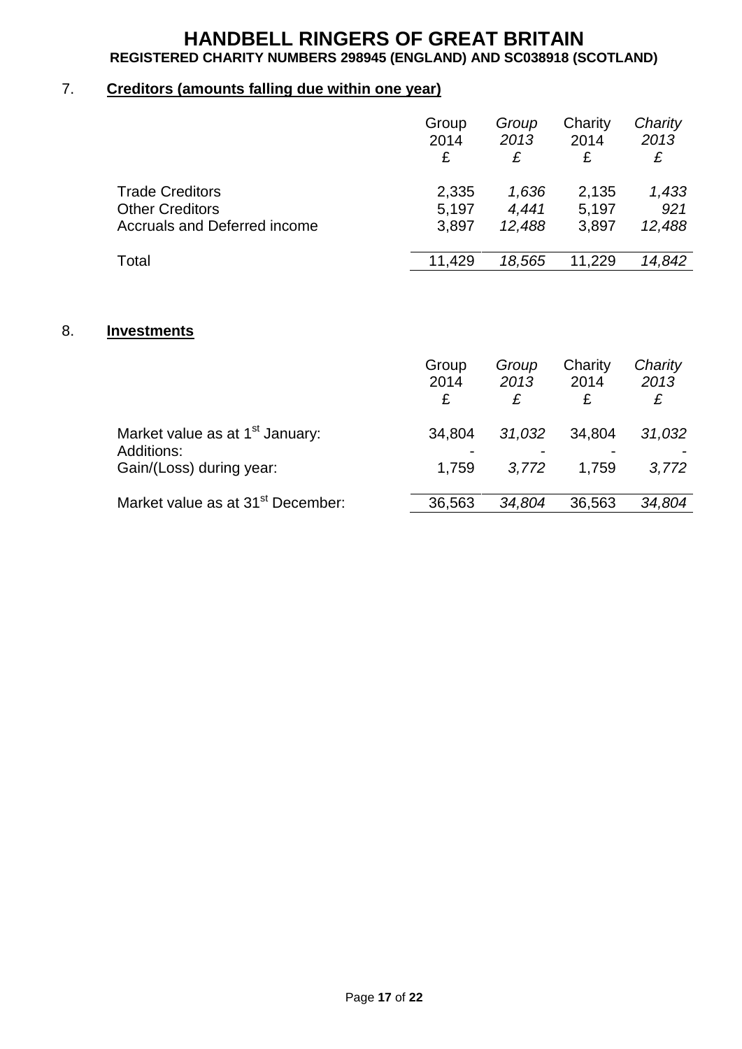# HANDBELL RINGERS OF GREAT BRITAIN
**REGISTERED CHARITY NUMBERS 298945 (ENGLAND) AND SC038918 (SCOTLAND)**

## 7. Creditors (amounts falling due within one year)

| | Group 2014 £ | *Group 2013 £* | Charity 2014 £ | *Charity 2013 £* |
|---|---|---|---|---|
| Trade Creditors | 2,335 | *1,636* | 2,135 | *1,433* |
| Other Creditors | 5,197 | *4,441* | 5,197 | *921* |
| Accruals and Deferred income | 3,897 | *12,488* | 3,897 | *12,488* |
| Total | 11,429 | *18,565* | 11,229 | *14,842* |

## 8. Investments

| | Group 2014 £ | *Group 2013 £* | Charity 2014 £ | *Charity 2013 £* |
|---|---|---|---|---|
| Market value as at 1st January: | 34,804 | *31,032* | 34,804 | *31,032* |
| Additions: | - | - | - | - |
| Gain/(Loss) during year: | 1,759 | *3,772* | 1,759 | *3,772* |
| Market value as at 31st December: | 36,563 | *34,804* | 36,563 | *34,804* |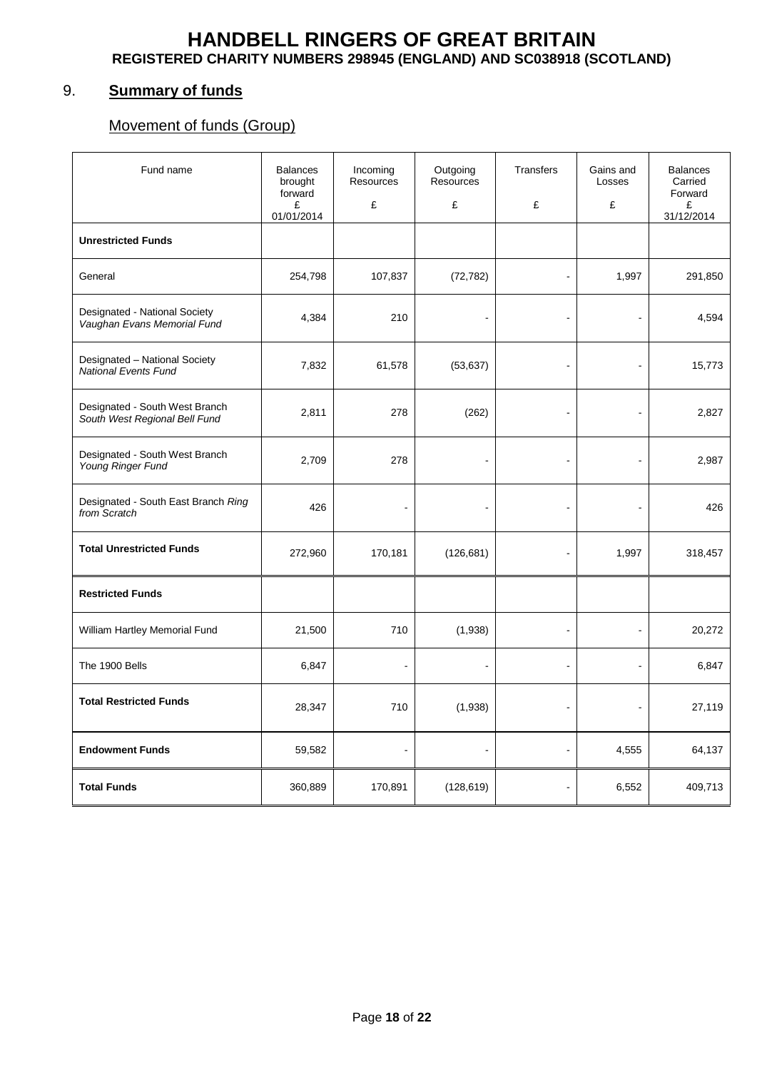# HANDBELL RINGERS OF GREAT BRITAIN

**REGISTERED CHARITY NUMBERS 298945 (ENGLAND) AND SC038918 (SCOTLAND)**

## 9. Summary of funds

### Movement of funds (Group)

| Fund name | Balances brought forward £ 01/01/2014 | Incoming Resources £ | Outgoing Resources £ | Transfers £ | Gains and Losses £ | Balances Carried Forward £ 31/12/2014 |
|---|---|---|---|---|---|---|
| **Unrestricted Funds** | | | | | | |
| General | 254,798 | 107,837 | (72,782) | - | 1,997 | 291,850 |
| Designated - National Society *Vaughan Evans Memorial Fund* | 4,384 | 210 | - | - | - | 4,594 |
| Designated – National Society *National Events Fund* | 7,832 | 61,578 | (53,637) | - | - | 15,773 |
| Designated - South West Branch *South West Regional Bell Fund* | 2,811 | 278 | (262) | - | - | 2,827 |
| Designated - South West Branch *Young Ringer Fund* | 2,709 | 278 | - | - | - | 2,987 |
| Designated - South East Branch *Ring from Scratch* | 426 | - | - | - | - | 426 |
| **Total Unrestricted Funds** | 272,960 | 170,181 | (126,681) | - | 1,997 | 318,457 |
| **Restricted Funds** | | | | | | |
| William Hartley Memorial Fund | 21,500 | 710 | (1,938) | - | - | 20,272 |
| The 1900 Bells | 6,847 | - | - | - | - | 6,847 |
| **Total Restricted Funds** | 28,347 | 710 | (1,938) | - | - | 27,119 |
| **Endowment Funds** | 59,582 | - | - | - | 4,555 | 64,137 |
| **Total Funds** | 360,889 | 170,891 | (128,619) | - | 6,552 | 409,713 |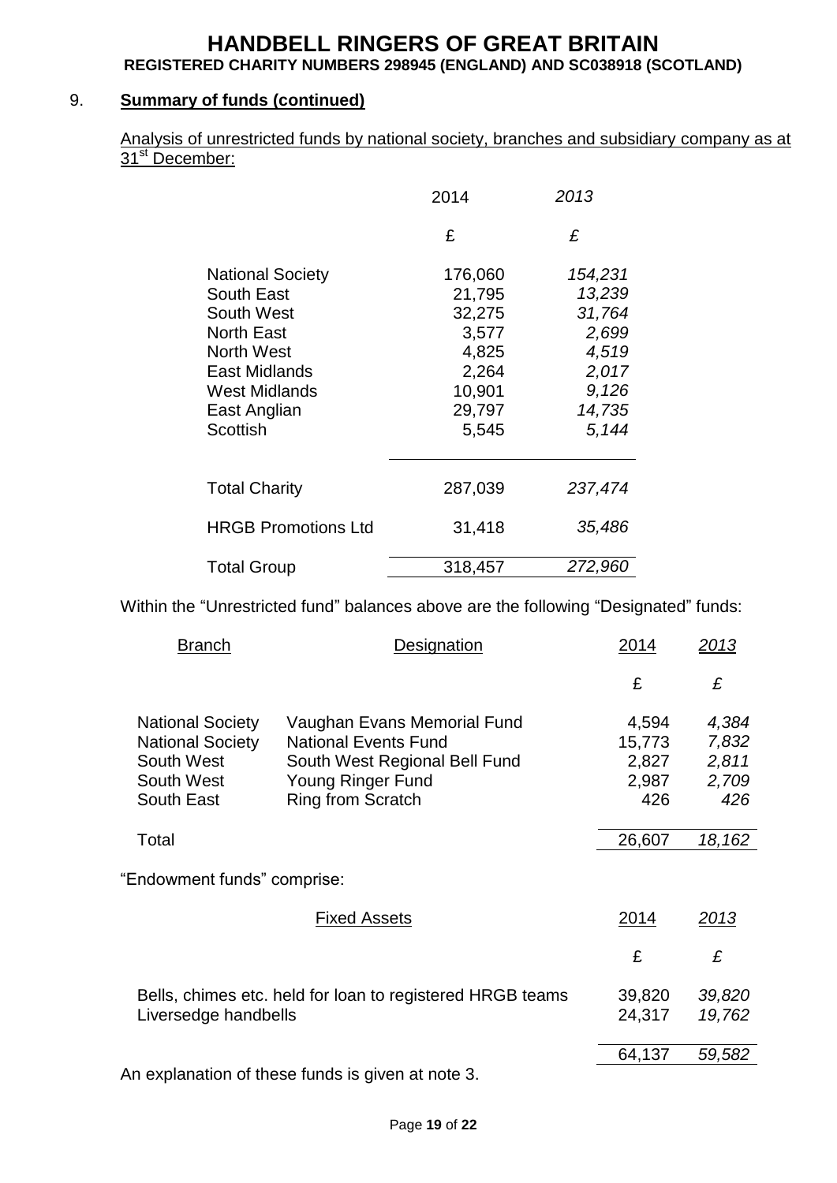# HANDBELL RINGERS OF GREAT BRITAIN

**REGISTERED CHARITY NUMBERS 298945 (ENGLAND) AND SC038918 (SCOTLAND)**

## 9. Summary of funds (continued)

Analysis of unrestricted funds by national society, branches and subsidiary company as at 31st December:

| | 2014 | *2013* |
|---|---|---|
| | £ | *£* |
| National Society | 176,060 | *154,231* |
| South East | 21,795 | *13,239* |
| South West | 32,275 | *31,764* |
| North East | 3,577 | *2,699* |
| North West | 4,825 | *4,519* |
| East Midlands | 2,264 | *2,017* |
| West Midlands | 10,901 | *9,126* |
| East Anglian | 29,797 | *14,735* |
| Scottish | 5,545 | *5,144* |
| Total Charity | 287,039 | *237,474* |
| HRGB Promotions Ltd | 31,418 | *35,486* |
| Total Group | 318,457 | *272,960* |

Within the "Unrestricted fund" balances above are the following "Designated" funds:

| Branch | Designation | 2014 | *2013* |
|---|---|---|---|
| | | £ | *£* |
| National Society | Vaughan Evans Memorial Fund | 4,594 | *4,384* |
| National Society | National Events Fund | 15,773 | *7,832* |
| South West | South West Regional Bell Fund | 2,827 | *2,811* |
| South West | Young Ringer Fund | 2,987 | *2,709* |
| South East | Ring from Scratch | 426 | *426* |
| Total | | 26,607 | *18,162* |

"Endowment funds" comprise:

| Fixed Assets | 2014 | *2013* |
|---|---|---|
| | £ | *£* |
| Bells, chimes etc. held for loan to registered HRGB teams | 39,820 | *39,820* |
| Liversedge handbells | 24,317 | *19,762* |
| | 64,137 | *59,582* |

An explanation of these funds is given at note 3.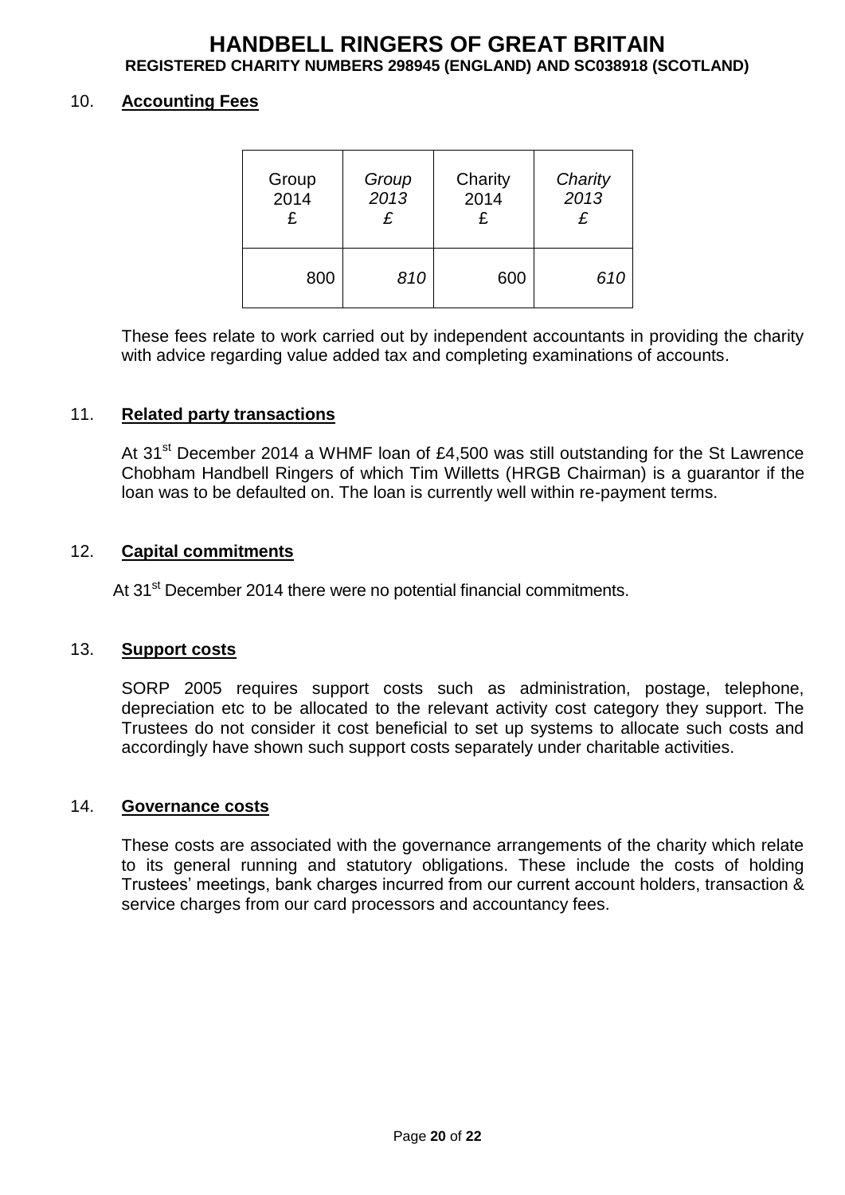## 10. Accounting Fees

| Group 2014 £ | *Group 2013 £* | Charity 2014 £ | *Charity 2013 £* |
|---|---|---|---|
| 800 | *810* | 600 | *610* |

These fees relate to work carried out by independent accountants in providing the charity with advice regarding value added tax and completing examinations of accounts.

## 11. Related party transactions

At 31st December 2014 a WHMF loan of £4,500 was still outstanding for the St Lawrence Chobham Handbell Ringers of which Tim Willetts (HRGB Chairman) is a guarantor if the loan was to be defaulted on. The loan is currently well within re-payment terms.

## 12. Capital commitments

At 31st December 2014 there were no potential financial commitments.

## 13. Support costs

SORP 2005 requires support costs such as administration, postage, telephone, depreciation etc to be allocated to the relevant activity cost category they support. The Trustees do not consider it cost beneficial to set up systems to allocate such costs and accordingly have shown such support costs separately under charitable activities.

## 14. Governance costs

These costs are associated with the governance arrangements of the charity which relate to its general running and statutory obligations. These include the costs of holding Trustees' meetings, bank charges incurred from our current account holders, transaction & service charges from our card processors and accountancy fees.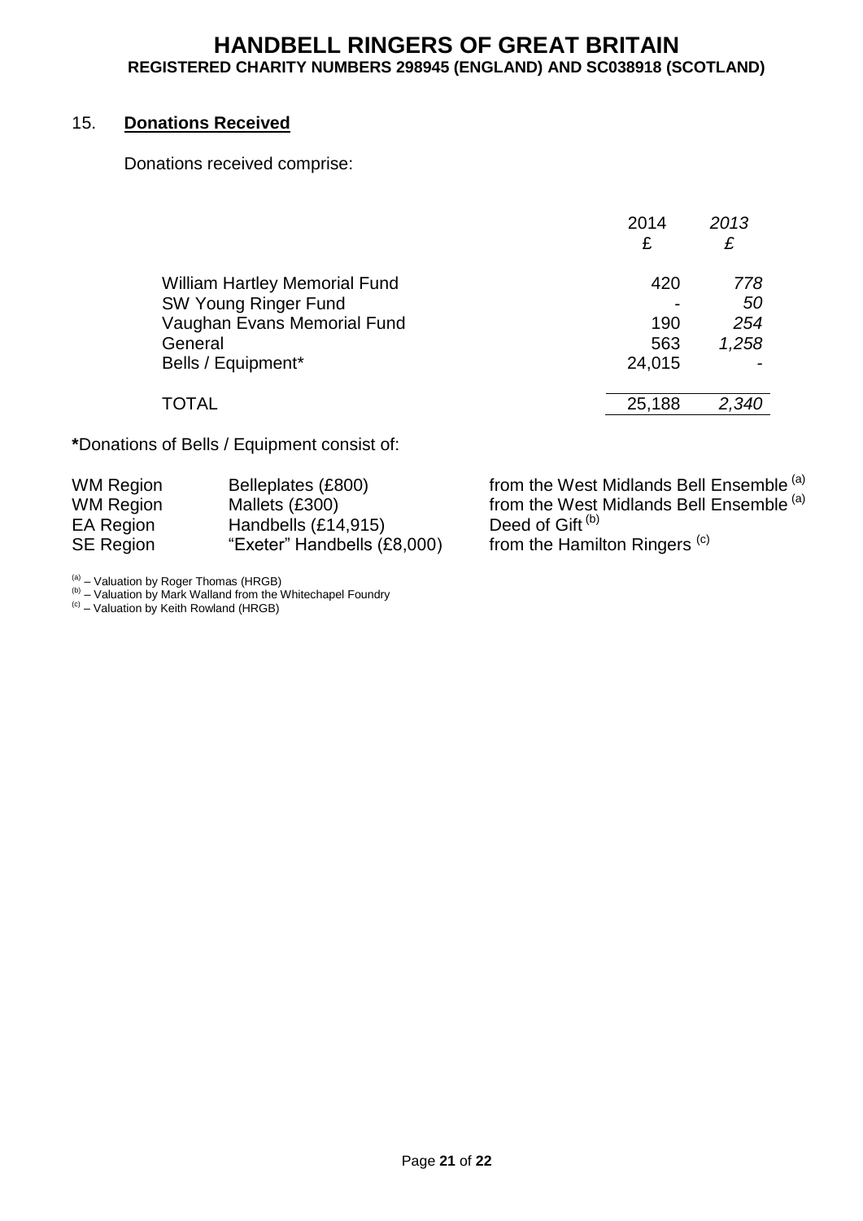## 15. **Donations Received**

Donations received comprise:

| | 2014<br>£ | *2013*<br>*£* |
|---|---|---|
| William Hartley Memorial Fund | 420 | *778* |
| SW Young Ringer Fund | - | *50* |
| Vaughan Evans Memorial Fund | 190 | *254* |
| General | 563 | *1,258* |
| Bells / Equipment* | 24,015 | - |
| TOTAL | 25,188 | *2,340* |

**\***Donations of Bells / Equipment consist of:

| | | |
|---|---|---|
| WM Region | Belleplates (£800) | from the West Midlands Bell Ensemble [(a)] |
| WM Region | Mallets (£300) | from the West Midlands Bell Ensemble [(a)] |
| EA Region | Handbells (£14,915) | Deed of Gift [(b)] |
| SE Region | "Exeter" Handbells (£8,000) | from the Hamilton Ringers [(c)] |

[(a)] – Valuation by Roger Thomas (HRGB)
[(b)] – Valuation by Mark Walland from the Whitechapel Foundry
[(c)] – Valuation by Keith Rowland (HRGB)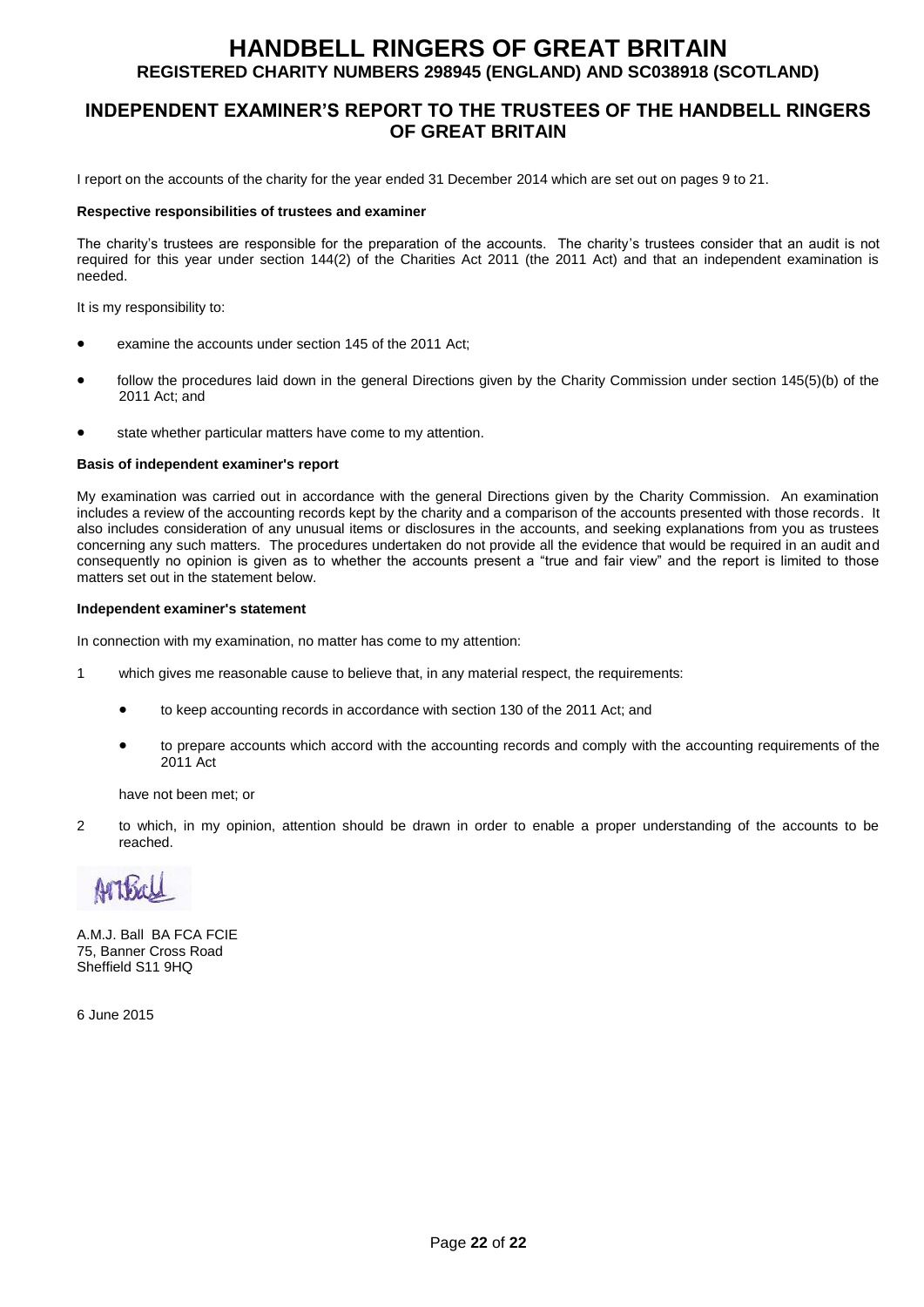# HANDBELL RINGERS OF GREAT BRITAIN

**REGISTERED CHARITY NUMBERS 298945 (ENGLAND) AND SC038918 (SCOTLAND)**

## INDEPENDENT EXAMINER'S REPORT TO THE TRUSTEES OF THE HANDBELL RINGERS OF GREAT BRITAIN

I report on the accounts of the charity for the year ended 31 December 2014 which are set out on pages 9 to 21.

**Respective responsibilities of trustees and examiner**

The charity's trustees are responsible for the preparation of the accounts. The charity's trustees consider that an audit is not required for this year under section 144(2) of the Charities Act 2011 (the 2011 Act) and that an independent examination is needed.

It is my responsibility to:

- examine the accounts under section 145 of the 2011 Act;
- follow the procedures laid down in the general Directions given by the Charity Commission under section 145(5)(b) of the 2011 Act; and
- state whether particular matters have come to my attention.

**Basis of independent examiner's report**

My examination was carried out in accordance with the general Directions given by the Charity Commission. An examination includes a review of the accounting records kept by the charity and a comparison of the accounts presented with those records. It also includes consideration of any unusual items or disclosures in the accounts, and seeking explanations from you as trustees concerning any such matters. The procedures undertaken do not provide all the evidence that would be required in an audit and consequently no opinion is given as to whether the accounts present a "true and fair view" and the report is limited to those matters set out in the statement below.

**Independent examiner's statement**

In connection with my examination, no matter has come to my attention:

1. which gives me reasonable cause to believe that, in any material respect, the requirements:
   - to keep accounting records in accordance with section 130 of the 2011 Act; and
   - to prepare accounts which accord with the accounting records and comply with the accounting requirements of the 2011 Act

   have not been met; or

2. to which, in my opinion, attention should be drawn in order to enable a proper understanding of the accounts to be reached.

A.M.J. Ball BA FCA FCIE
75, Banner Cross Road
Sheffield S11 9HQ

6 June 2015